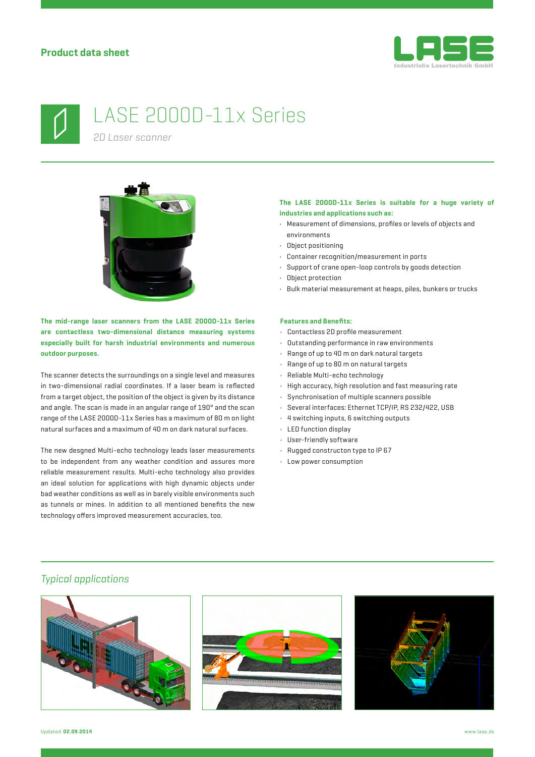**Product data sheet**

# LASE 2000D-11x Series

*2D Laser scanner*

**The mid-range laser scanners from the LASE 2000D-11x Series are contactless two-dimensional distance measuring systems especially built for harsh industrial environments and numerous outdoor purposes.**

The scanner detects the surroundings on a single level and measures in two-dimensional radial coordinates. If a laser beam is reflected from a target object, the position of the object is given by its distance and angle. The scan is made in an angular range of 190° and the scan range of the LASE 2000D-11x Series has a maximum of 80 m on light natural surfaces and a maximum of 40 m on dark natural surfaces.

The new desgned Multi-echo technology leads laser measurements to be independent from any weather condition and assures more reliable measurement results. Multi-echo technology also provides an ideal solution for applications with high dynamic objects under bad weather conditions as well as in barely visible environments such as tunnels or mines. In addition to all mentioned benefits the new technology offers improved measurement accuracies, too.

**The LASE 2000D-11x Series is suitable for a huge variety of industries and applications such as:**

- Measurement of dimensions, profiles or levels of objects and environments
- Object positioning
- Container recognition/measurement in ports
- Support of crane open-loop controls by goods detection
- Object protection
- Bulk material measurement at heaps, piles, bunkers or trucks

**Features and Benefits:**

- Contactless 2D profile measurement
- Outstanding performance in raw environments
- Range of up to 40 m on dark natural targets
- Range of up to 80 m on natural targets
- Reliable Multi-echo technology
- High accuracy, high resolution and fast measuring rate
- Synchronisation of multiple scanners possible
- Several interfaces: Ethernet TCP/IP, RS 232/422, USB
- 4 switching inputs, 6 switching outputs
- LED function display
- User-friendly software
- Rugged constructon type to IP 67
- Low power consumption

## *Typical applications*

Updated: **02.09.2014**

www.lase.de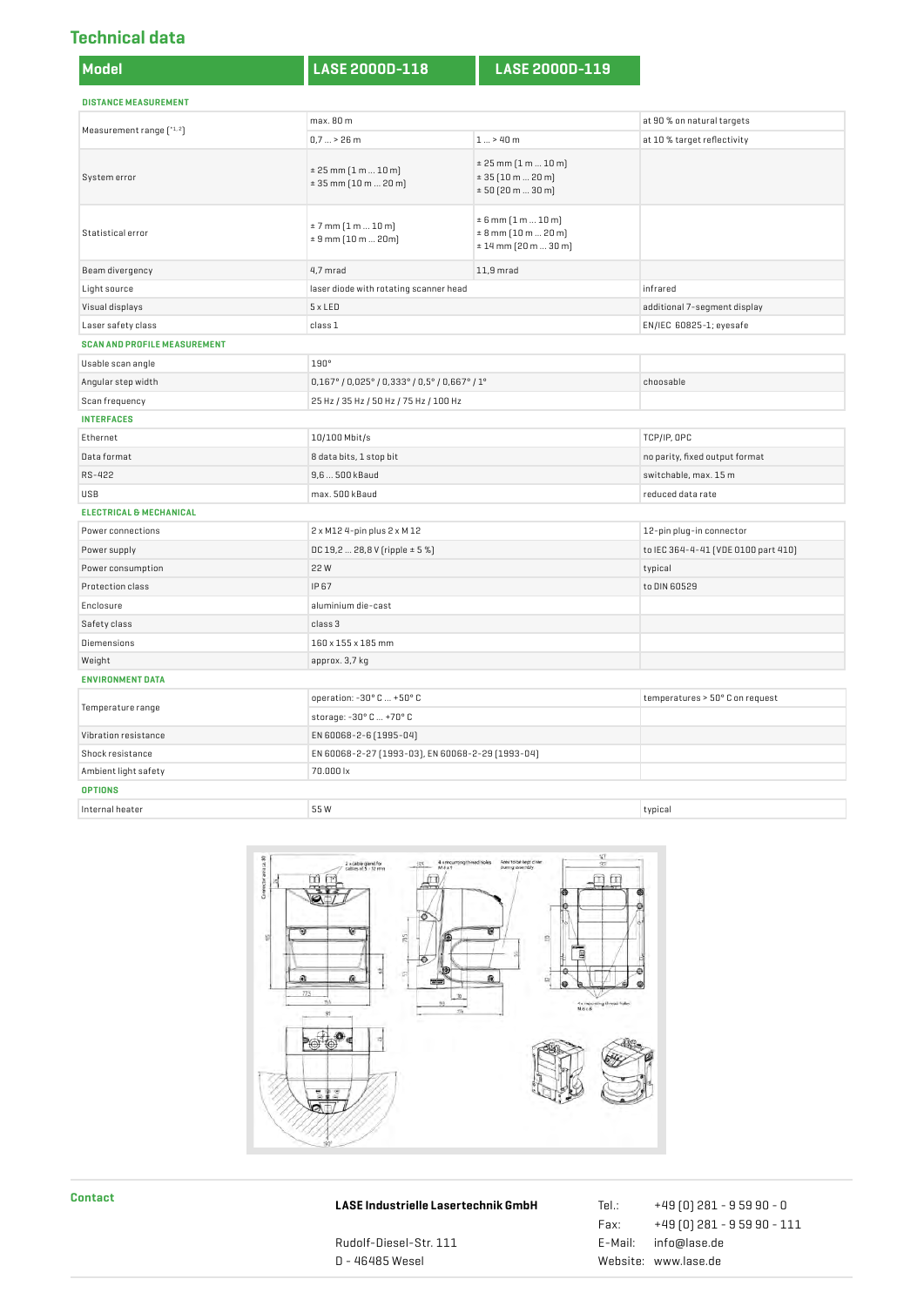## Technical data

| Model | LASE 2000D-118 | LASE 2000D-119 | |
|---|---|---|---|
| **DISTANCE MEASUREMENT** | | | |
| Measurement range [*1,2] | max. 80 m | | at 90 % on natural targets |
| | 0,7 ... > 26 m | 1 ... > 40 m | at 10 % target reflectivity |
| System error | ± 25 mm (1 m ... 10 m)<br>± 35 mm (10 m ... 20 m) | ± 25 mm (1 m ... 10 m)<br>± 35 (10 m ... 20 m)<br>± 50 (20 m ... 30 m) | |
| Statistical error | ± 7 mm (1 m ... 10 m)<br>± 9 mm (10 m ... 20m) | ± 6 mm (1 m ... 10 m)<br>± 8 mm (10 m ... 20 m)<br>± 14 mm (20 m ... 30 m) | |
| Beam divergency | 4,7 mrad | 11,9 mrad | |
| Light source | laser diode with rotating scanner head | | infrared |
| Visual displays | 5 x LED | | additional 7-segment display |
| Laser safety class | class 1 | | EN/IEC 60825-1; eyesafe |
| **SCAN AND PROFILE MEASUREMENT** | | | |
| Usable scan angle | 190° | | |
| Angular step width | 0,167° / 0,025° / 0,333° / 0,5° / 0,667° / 1° | | choosable |
| Scan frequency | 25 Hz / 35 Hz / 50 Hz / 75 Hz / 100 Hz | | |
| **INTERFACES** | | | |
| Ethernet | 10/100 Mbit/s | | TCP/IP, OPC |
| Data format | 8 data bits, 1 stop bit | | no parity, fixed output format |
| RS-422 | 9,6 ... 500 kBaud | | switchable, max. 15 m |
| USB | max. 500 kBaud | | reduced data rate |
| **ELECTRICAL & MECHANICAL** | | | |
| Power connections | 2 x M12 4-pin plus 2 x M 12 | | 12-pin plug-in connector |
| Power supply | DC 19,2 ... 28,8 V (ripple ± 5 %) | | to IEC 364-4-41 (VDE 0100 part 410) |
| Power consumption | 22 W | | typical |
| Protection class | IP 67 | | to DIN 60529 |
| Enclosure | aluminium die-cast | | |
| Safety class | class 3 | | |
| Diemensions | 160 x 155 x 185 mm | | |
| Weight | approx. 3,7 kg | | |
| **ENVIRONMENT DATA** | | | |
| Temperature range | operation: -30° C ... +50° C | | temperatures > 50° C on request |
| | storage: -30° C ... +70° C | | |
| Vibration resistance | EN 60068-2-6 (1995-04) | | |
| Shock resistance | EN 60068-2-27 (1993-03), EN 60068-2-29 (1993-04) | | |
| Ambient light safety | 70.000 lx | | |
| **OPTIONS** | | | |
| Internal heater | 55 W | | typical |

## Contact

**LASE Industrielle Lasertechnik GmbH**

Rudolf-Diesel-Str. 111
D - 46485 Wesel

Tel.: +49 (0) 281 - 9 59 90 - 0
Fax: +49 (0) 281 - 9 59 90 - 111
E-Mail: info@lase.de
Website: www.lase.de